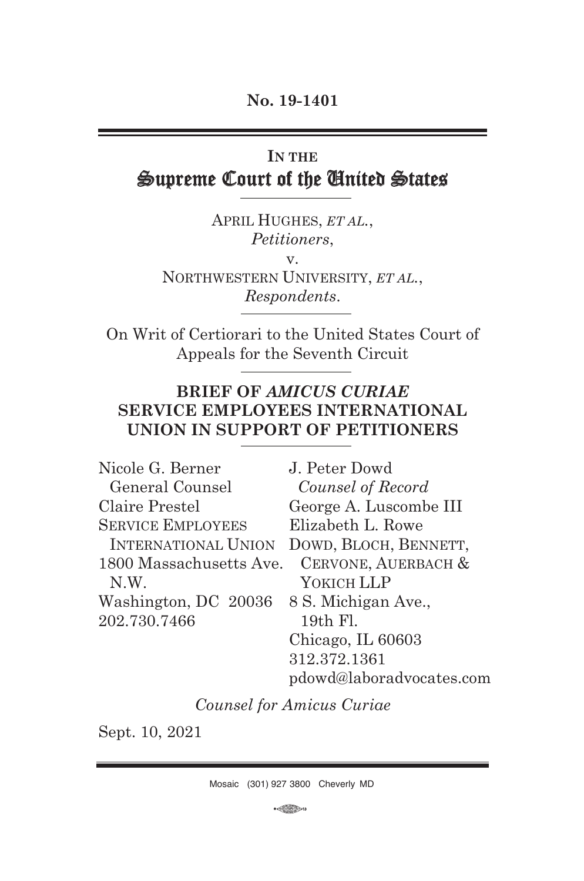**No. 19-1401**

---

# IN THE Supreme Court of the United States

---

APRIL HUGHES, *ET AL.*,
*Petitioners*,
v.
NORTHWESTERN UNIVERSITY, *ET AL.*,
*Respondents*.

---

On Writ of Certiorari to the United States Court of Appeals for the Seventh Circuit

---

## BRIEF OF *AMICUS CURIAE* SERVICE EMPLOYEES INTERNATIONAL UNION IN SUPPORT OF PETITIONERS

---

Nicole G. Berner
General Counsel
Claire Prestel
SERVICE EMPLOYEES INTERNATIONAL UNION
1800 Massachusetts Ave. N.W.
Washington, DC 20036
202.730.7466

J. Peter Dowd
*Counsel of Record*
George A. Luscombe III
Elizabeth L. Rowe
DOWD, BLOCH, BENNETT, CERVONE, AUERBACH & YOKICH LLP
8 S. Michigan Ave., 19th Fl.
Chicago, IL 60603
312.372.1361
pdowd@laboradvocates.com

*Counsel for Amicus Curiae*

Sept. 10, 2021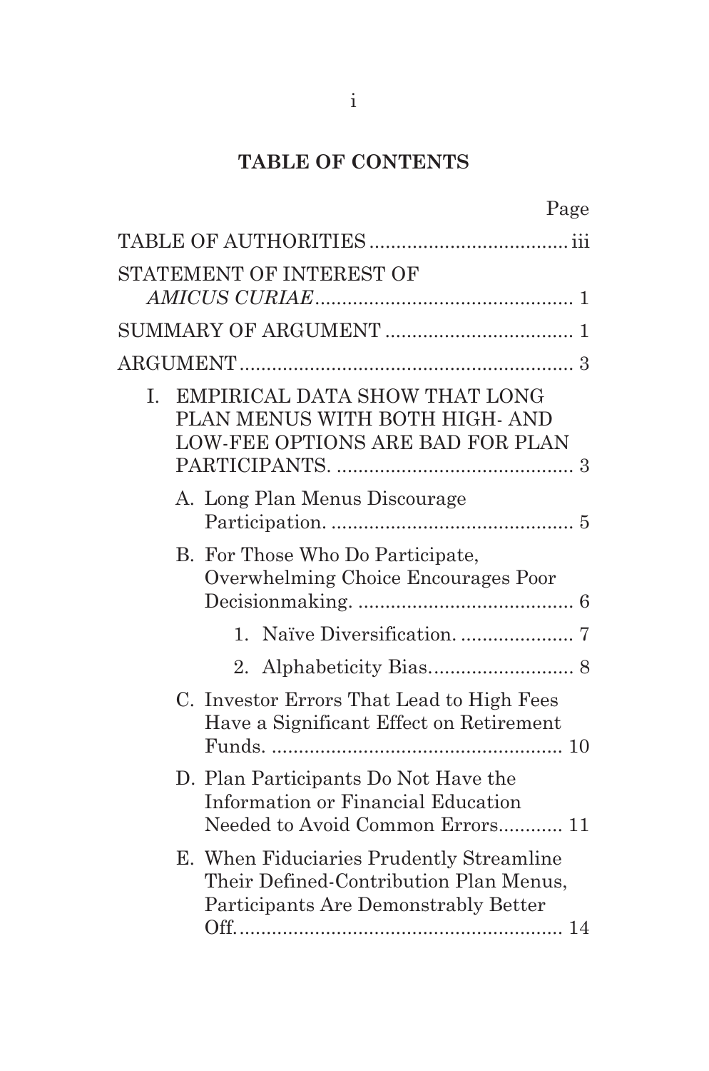**TABLE OF CONTENTS**

| | Page |
|---|---|
| TABLE OF AUTHORITIES | iii |
| STATEMENT OF INTEREST OF *AMICUS CURIAE* | 1 |
| SUMMARY OF ARGUMENT | 1 |
| ARGUMENT | 3 |
| I. EMPIRICAL DATA SHOW THAT LONG PLAN MENUS WITH BOTH HIGH- AND LOW-FEE OPTIONS ARE BAD FOR PLAN PARTICIPANTS. | 3 |
| A. Long Plan Menus Discourage Participation. | 5 |
| B. For Those Who Do Participate, Overwhelming Choice Encourages Poor Decisionmaking. | 6 |
| 1. Naïve Diversification. | 7 |
| 2. Alphabeticity Bias. | 8 |
| C. Investor Errors That Lead to High Fees Have a Significant Effect on Retirement Funds. | 10 |
| D. Plan Participants Do Not Have the Information or Financial Education Needed to Avoid Common Errors. | 11 |
| E. When Fiduciaries Prudently Streamline Their Defined-Contribution Plan Menus, Participants Are Demonstrably Better Off. | 14 |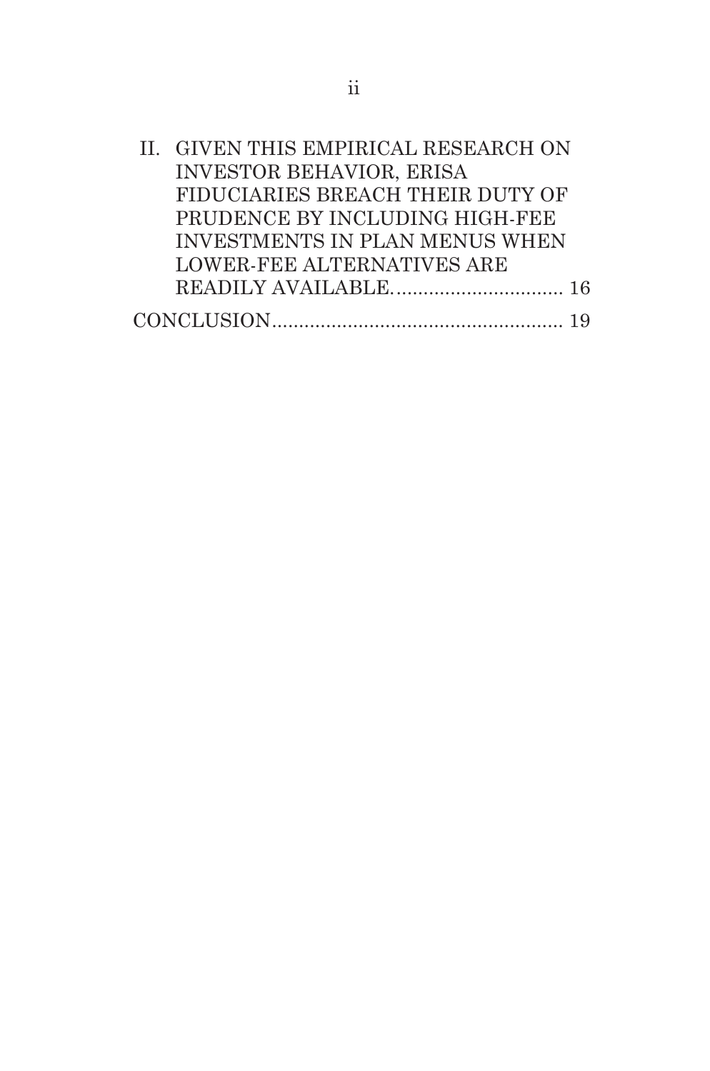II. GIVEN THIS EMPIRICAL RESEARCH ON INVESTOR BEHAVIOR, ERISA FIDUCIARIES BREACH THEIR DUTY OF PRUDENCE BY INCLUDING HIGH-FEE INVESTMENTS IN PLAN MENUS WHEN LOWER-FEE ALTERNATIVES ARE READILY AVAILABLE. ............................... 16

CONCLUSION ..................................................... 19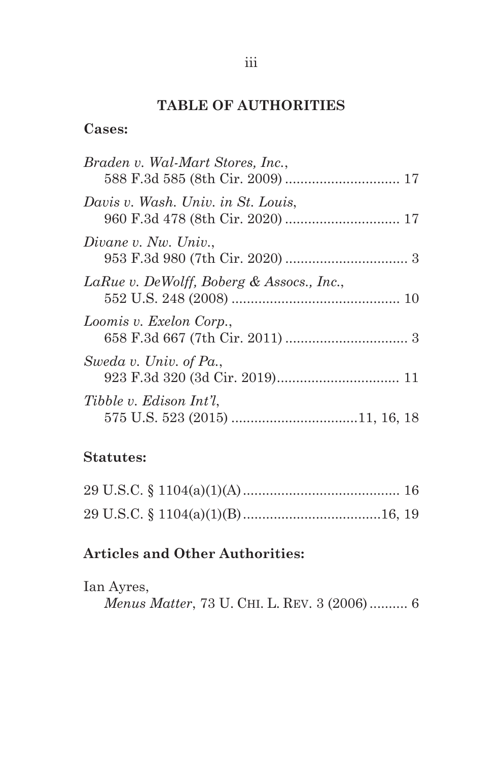## TABLE OF AUTHORITIES

**Cases:**

*Braden v. Wal-Mart Stores, Inc.*, 588 F.3d 585 (8th Cir. 2009) .............................. 17

*Davis v. Wash. Univ. in St. Louis*, 960 F.3d 478 (8th Cir. 2020) .............................. 17

*Divane v. Nw. Univ.*, 953 F.3d 980 (7th Cir. 2020) ................................ 3

*LaRue v. DeWolff, Boberg & Assocs., Inc.*, 552 U.S. 248 (2008) ............................................ 10

*Loomis v. Exelon Corp.*, 658 F.3d 667 (7th Cir. 2011) ................................ 3

*Sweda v. Univ. of Pa.*, 923 F.3d 320 (3d Cir. 2019)................................ 11

*Tibble v. Edison Int'l*, 575 U.S. 523 (2015) .................................11, 16, 18

**Statutes:**

29 U.S.C. § 1104(a)(1)(A)......................................... 16

29 U.S.C. § 1104(a)(1)(B)....................................16, 19

**Articles and Other Authorities:**

Ian Ayres, *Menus Matter*, 73 U. CHI. L. REV. 3 (2006).......... 6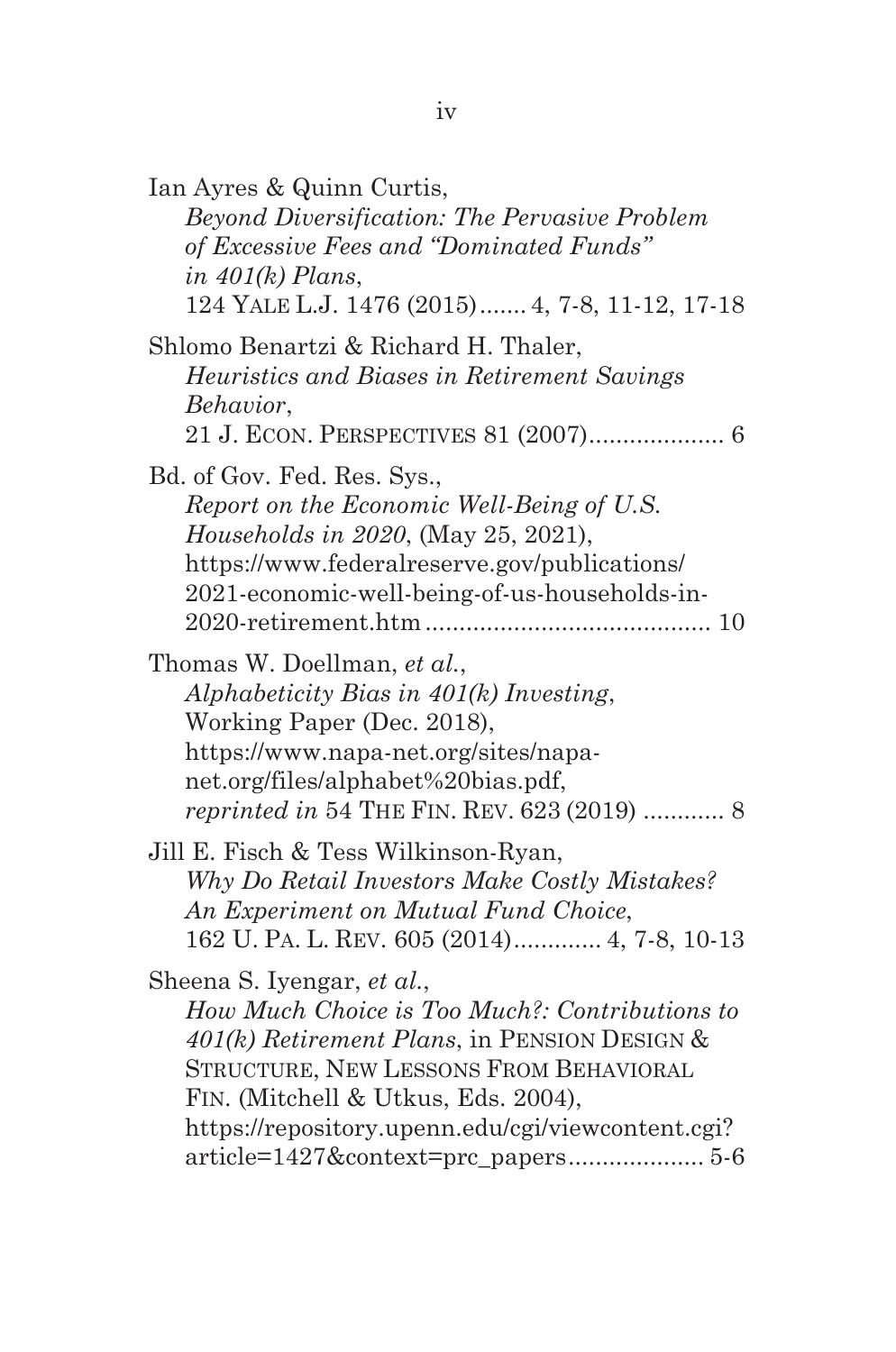Ian Ayres & Quinn Curtis,
*Beyond Diversification: The Pervasive Problem of Excessive Fees and "Dominated Funds" in 401(k) Plans*,
124 YALE L.J. 1476 (2015) ....... 4, 7-8, 11-12, 17-18

Shlomo Benartzi & Richard H. Thaler,
*Heuristics and Biases in Retirement Savings Behavior*,
21 J. ECON. PERSPECTIVES 81 (2007) .................... 6

Bd. of Gov. Fed. Res. Sys.,
*Report on the Economic Well-Being of U.S. Households in 2020*, (May 25, 2021),
https://www.federalreserve.gov/publications/2021-economic-well-being-of-us-households-in-2020-retirement.htm .......................................... 10

Thomas W. Doellman, *et al.*,
*Alphabeticity Bias in 401(k) Investing*,
Working Paper (Dec. 2018),
https://www.napa-net.org/sites/napa-net.org/files/alphabet%20bias.pdf,
*reprinted in* 54 THE FIN. REV. 623 (2019) ............ 8

Jill E. Fisch & Tess Wilkinson-Ryan,
*Why Do Retail Investors Make Costly Mistakes? An Experiment on Mutual Fund Choice*,
162 U. PA. L. REV. 605 (2014) ............. 4, 7-8, 10-13

Sheena S. Iyengar, *et al.*,
*How Much Choice is Too Much?: Contributions to 401(k) Retirement Plans*, in PENSION DESIGN & STRUCTURE, NEW LESSONS FROM BEHAVIORAL FIN. (Mitchell & Utkus, Eds. 2004),
https://repository.upenn.edu/cgi/viewcontent.cgi?article=1427&context=prc_papers .................... 5-6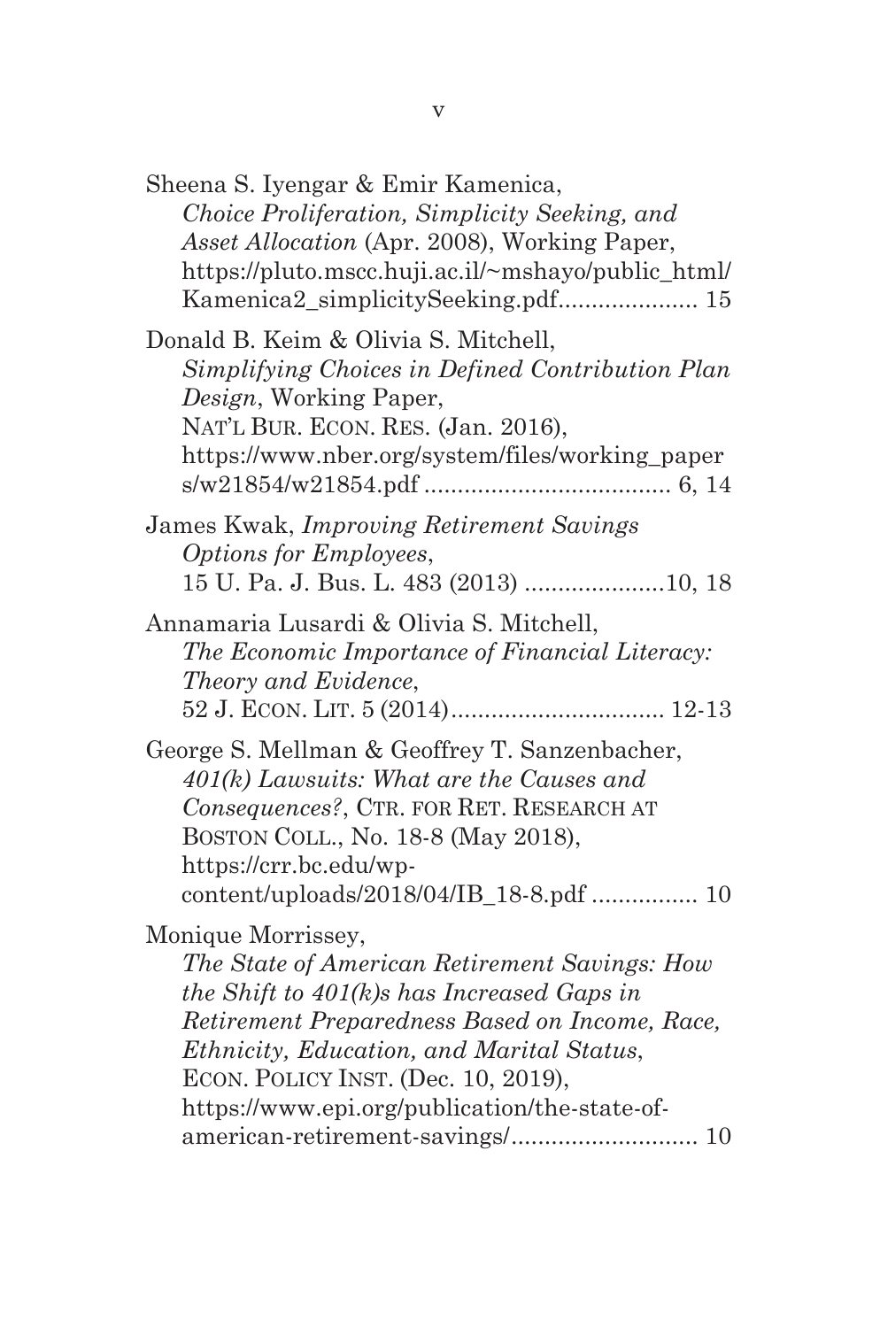Sheena S. Iyengar & Emir Kamenica, *Choice Proliferation, Simplicity Seeking, and Asset Allocation* (Apr. 2008), Working Paper, https://pluto.mscc.huji.ac.il/~mshayo/public_html/Kamenica2_simplicitySeeking.pdf.................... 15

Donald B. Keim & Olivia S. Mitchell, *Simplifying Choices in Defined Contribution Plan Design*, Working Paper, NAT'L BUR. ECON. RES. (Jan. 2016), https://www.nber.org/system/files/working_papers/w21854/w21854.pdf .................................... 6, 14

James Kwak, *Improving Retirement Savings Options for Employees*, 15 U. Pa. J. Bus. L. 483 (2013) ....................10, 18

Annamaria Lusardi & Olivia S. Mitchell, *The Economic Importance of Financial Literacy: Theory and Evidence*, 52 J. ECON. LIT. 5 (2014)................................ 12-13

George S. Mellman & Geoffrey T. Sanzenbacher, *401(k) Lawsuits: What are the Causes and Consequences?*, CTR. FOR RET. RESEARCH AT BOSTON COLL., No. 18-8 (May 2018), https://crr.bc.edu/wp-content/uploads/2018/04/IB_18-8.pdf ................ 10

Monique Morrissey, *The State of American Retirement Savings: How the Shift to 401(k)s has Increased Gaps in Retirement Preparedness Based on Income, Race, Ethnicity, Education, and Marital Status*, ECON. POLICY INST. (Dec. 10, 2019), https://www.epi.org/publication/the-state-of-american-retirement-savings/............................ 10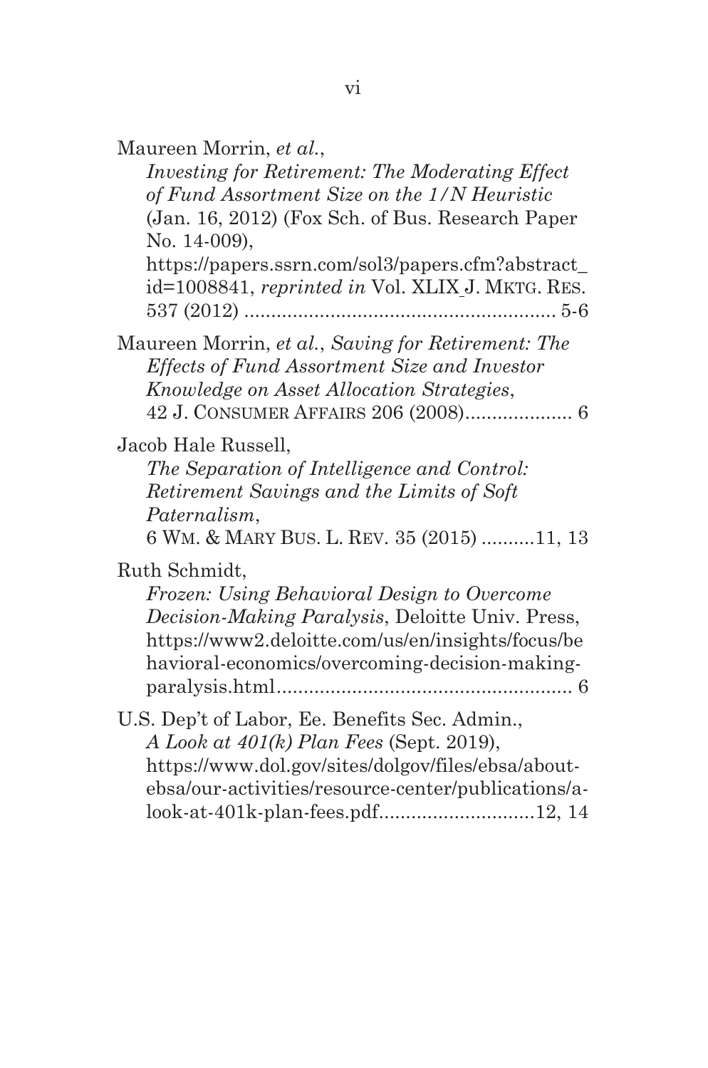Maureen Morrin, *et al.*,
*Investing for Retirement: The Moderating Effect of Fund Assortment Size on the 1/N Heuristic* (Jan. 16, 2012) (Fox Sch. of Bus. Research Paper No. 14-009), https://papers.ssrn.com/sol3/papers.cfm?abstract_id=1008841, *reprinted in* Vol. XLIX J. MKTG. RES. 537 (2012) ......................................................... 5-6

Maureen Morrin, *et al.*, *Saving for Retirement: The Effects of Fund Assortment Size and Investor Knowledge on Asset Allocation Strategies*, 42 J. CONSUMER AFFAIRS 206 (2008).................... 6

Jacob Hale Russell,
*The Separation of Intelligence and Control: Retirement Savings and the Limits of Soft Paternalism*,
6 WM. & MARY BUS. L. REV. 35 (2015) ..........11, 13

Ruth Schmidt,
*Frozen: Using Behavioral Design to Overcome Decision-Making Paralysis*, Deloitte Univ. Press, https://www2.deloitte.com/us/en/insights/focus/behavioral-economics/overcoming-decision-making-paralysis.html....................................................... 6

U.S. Dep't of Labor, Ee. Benefits Sec. Admin.,
*A Look at 401(k) Plan Fees* (Sept. 2019), https://www.dol.gov/sites/dolgov/files/ebsa/about-ebsa/our-activities/resource-center/publications/a-look-at-401k-plan-fees.pdf.............................12, 14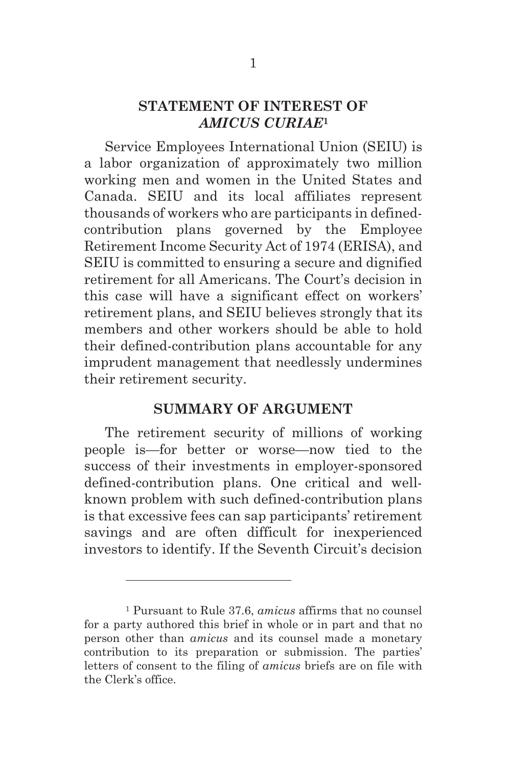## STATEMENT OF INTEREST OF *AMICUS CURIAE*[1]

Service Employees International Union (SEIU) is a labor organization of approximately two million working men and women in the United States and Canada. SEIU and its local affiliates represent thousands of workers who are participants in defined-contribution plans governed by the Employee Retirement Income Security Act of 1974 (ERISA), and SEIU is committed to ensuring a secure and dignified retirement for all Americans. The Court's decision in this case will have a significant effect on workers' retirement plans, and SEIU believes strongly that its members and other workers should be able to hold their defined-contribution plans accountable for any imprudent management that needlessly undermines their retirement security.

## SUMMARY OF ARGUMENT

The retirement security of millions of working people is—for better or worse—now tied to the success of their investments in employer-sponsored defined-contribution plans. One critical and well-known problem with such defined-contribution plans is that excessive fees can sap participants' retirement savings and are often difficult for inexperienced investors to identify. If the Seventh Circuit's decision

---

[1] Pursuant to Rule 37.6, *amicus* affirms that no counsel for a party authored this brief in whole or in part and that no person other than *amicus* and its counsel made a monetary contribution to its preparation or submission. The parties' letters of consent to the filing of *amicus* briefs are on file with the Clerk's office.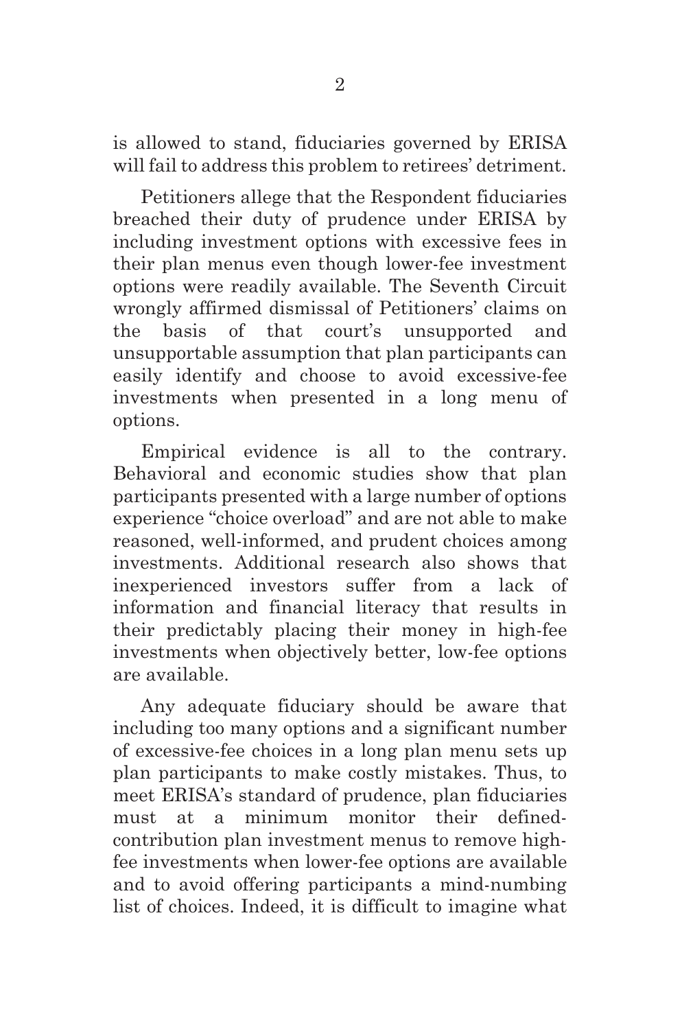is allowed to stand, fiduciaries governed by ERISA will fail to address this problem to retirees' detriment.

Petitioners allege that the Respondent fiduciaries breached their duty of prudence under ERISA by including investment options with excessive fees in their plan menus even though lower-fee investment options were readily available. The Seventh Circuit wrongly affirmed dismissal of Petitioners' claims on the basis of that court's unsupported and unsupportable assumption that plan participants can easily identify and choose to avoid excessive-fee investments when presented in a long menu of options.

Empirical evidence is all to the contrary. Behavioral and economic studies show that plan participants presented with a large number of options experience "choice overload" and are not able to make reasoned, well-informed, and prudent choices among investments. Additional research also shows that inexperienced investors suffer from a lack of information and financial literacy that results in their predictably placing their money in high-fee investments when objectively better, low-fee options are available.

Any adequate fiduciary should be aware that including too many options and a significant number of excessive-fee choices in a long plan menu sets up plan participants to make costly mistakes. Thus, to meet ERISA's standard of prudence, plan fiduciaries must at a minimum monitor their defined-contribution plan investment menus to remove high-fee investments when lower-fee options are available and to avoid offering participants a mind-numbing list of choices. Indeed, it is difficult to imagine what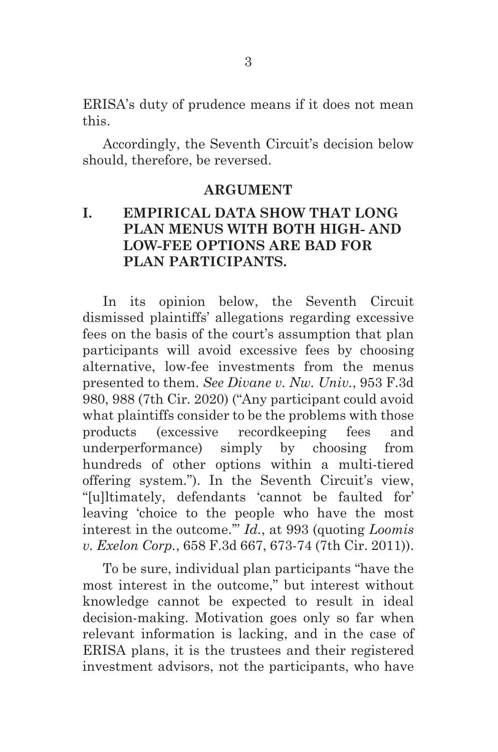ERISA's duty of prudence means if it does not mean this.

Accordingly, the Seventh Circuit's decision below should, therefore, be reversed.

## ARGUMENT

### I. EMPIRICAL DATA SHOW THAT LONG PLAN MENUS WITH BOTH HIGH- AND LOW-FEE OPTIONS ARE BAD FOR PLAN PARTICIPANTS.

In its opinion below, the Seventh Circuit dismissed plaintiffs' allegations regarding excessive fees on the basis of the court's assumption that plan participants will avoid excessive fees by choosing alternative, low-fee investments from the menus presented to them. *See Divane v. Nw. Univ.*, 953 F.3d 980, 988 (7th Cir. 2020) ("Any participant could avoid what plaintiffs consider to be the problems with those products (excessive recordkeeping fees and underperformance) simply by choosing from hundreds of other options within a multi-tiered offering system."). In the Seventh Circuit's view, "[u]ltimately, defendants 'cannot be faulted for' leaving 'choice to the people who have the most interest in the outcome.'" *Id.*, at 993 (quoting *Loomis v. Exelon Corp.*, 658 F.3d 667, 673-74 (7th Cir. 2011)).

To be sure, individual plan participants "have the most interest in the outcome," but interest without knowledge cannot be expected to result in ideal decision-making. Motivation goes only so far when relevant information is lacking, and in the case of ERISA plans, it is the trustees and their registered investment advisors, not the participants, who have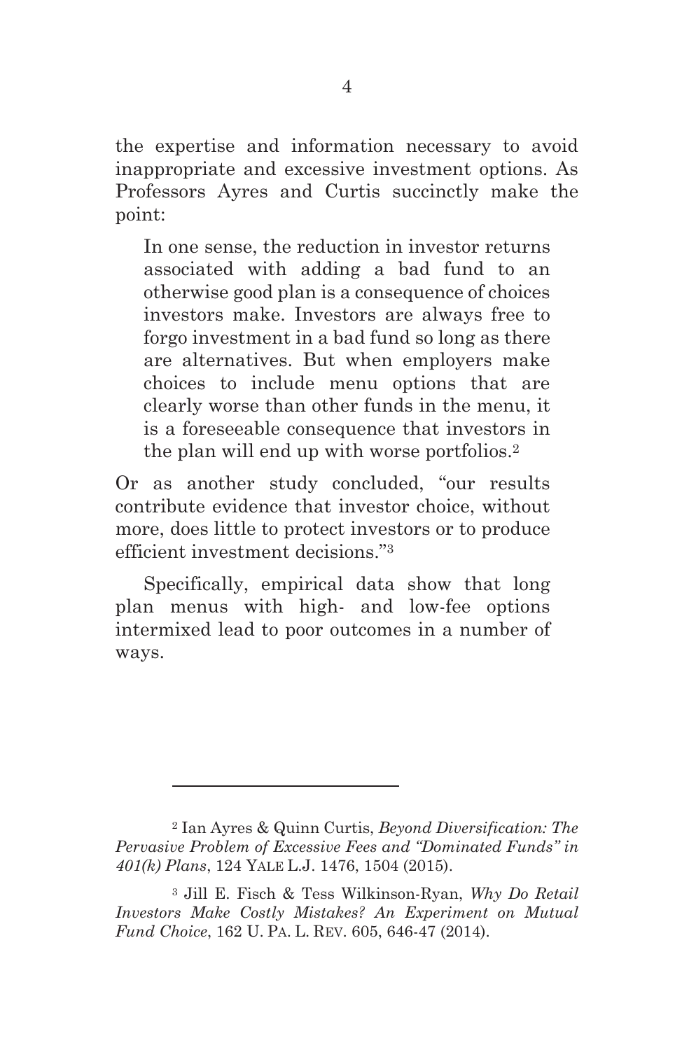the expertise and information necessary to avoid inappropriate and excessive investment options. As Professors Ayres and Curtis succinctly make the point:

> In one sense, the reduction in investor returns associated with adding a bad fund to an otherwise good plan is a consequence of choices investors make. Investors are always free to forgo investment in a bad fund so long as there are alternatives. But when employers make choices to include menu options that are clearly worse than other funds in the menu, it is a foreseeable consequence that investors in the plan will end up with worse portfolios.[2]

Or as another study concluded, "our results contribute evidence that investor choice, without more, does little to protect investors or to produce efficient investment decisions."[3]

Specifically, empirical data show that long plan menus with high- and low-fee options intermixed lead to poor outcomes in a number of ways.

---

[2] Ian Ayres & Quinn Curtis, *Beyond Diversification: The Pervasive Problem of Excessive Fees and "Dominated Funds" in 401(k) Plans*, 124 YALE L.J. 1476, 1504 (2015).

[3] Jill E. Fisch & Tess Wilkinson-Ryan, *Why Do Retail Investors Make Costly Mistakes? An Experiment on Mutual Fund Choice*, 162 U. PA. L. REV. 605, 646-47 (2014).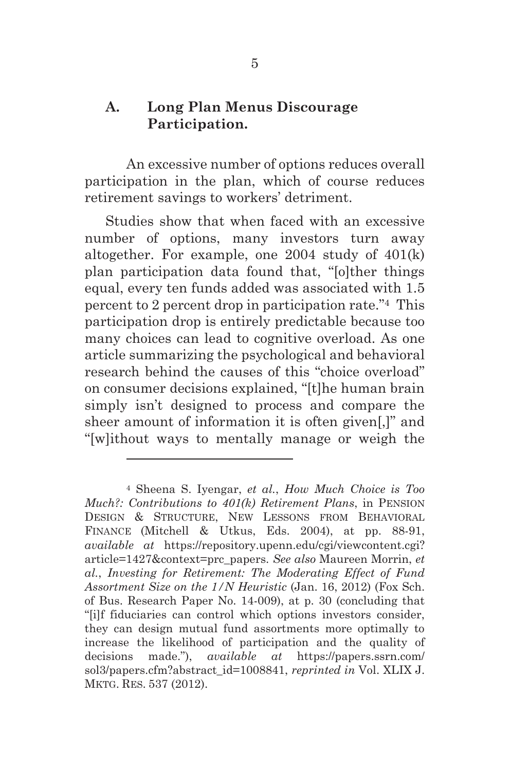### A. Long Plan Menus Discourage Participation.

An excessive number of options reduces overall participation in the plan, which of course reduces retirement savings to workers' detriment.

Studies show that when faced with an excessive number of options, many investors turn away altogether. For example, one 2004 study of 401(k) plan participation data found that, "[o]ther things equal, every ten funds added was associated with 1.5 percent to 2 percent drop in participation rate."[4] This participation drop is entirely predictable because too many choices can lead to cognitive overload. As one article summarizing the psychological and behavioral research behind the causes of this "choice overload" on consumer decisions explained, "[t]he human brain simply isn't designed to process and compare the sheer amount of information it is often given[,]" and "[w]ithout ways to mentally manage or weigh the

---

[4] Sheena S. Iyengar, *et al.*, *How Much Choice is Too Much?: Contributions to 401(k) Retirement Plans*, in PENSION DESIGN & STRUCTURE, NEW LESSONS FROM BEHAVIORAL FINANCE (Mitchell & Utkus, Eds. 2004), at pp. 88-91, *available at* https://repository.upenn.edu/cgi/viewcontent.cgi?article=1427&context=prc_papers. *See also* Maureen Morrin, *et al.*, *Investing for Retirement: The Moderating Effect of Fund Assortment Size on the 1/N Heuristic* (Jan. 16, 2012) (Fox Sch. of Bus. Research Paper No. 14-009), at p. 30 (concluding that "[i]f fiduciaries can control which options investors consider, they can design mutual fund assortments more optimally to increase the likelihood of participation and the quality of decisions made."), *available at* https://papers.ssrn.com/sol3/papers.cfm?abstract_id=1008841, *reprinted in* Vol. XLIX J. MKTG. RES. 537 (2012).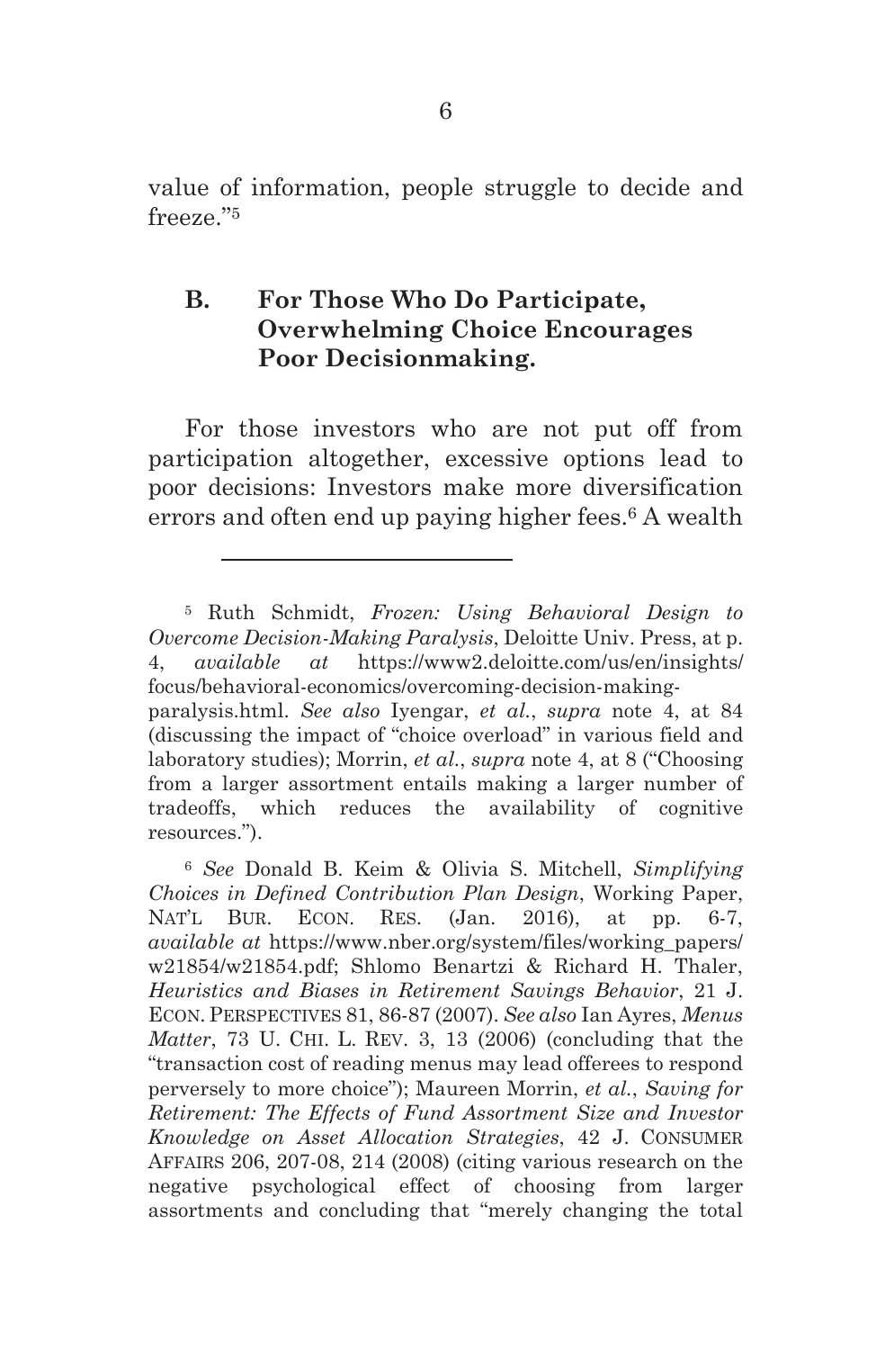value of information, people struggle to decide and freeze."[5]

### B. For Those Who Do Participate, Overwhelming Choice Encourages Poor Decisionmaking.

For those investors who are not put off from participation altogether, excessive options lead to poor decisions: Investors make more diversification errors and often end up paying higher fees.[6] A wealth

---

[5] Ruth Schmidt, *Frozen: Using Behavioral Design to Overcome Decision-Making Paralysis*, Deloitte Univ. Press, at p. 4, *available at* https://www2.deloitte.com/us/en/insights/focus/behavioral-economics/overcoming-decision-making-paralysis.html. *See also* Iyengar, *et al.*, *supra* note 4, at 84 (discussing the impact of "choice overload" in various field and laboratory studies); Morrin, *et al.*, *supra* note 4, at 8 ("Choosing from a larger assortment entails making a larger number of tradeoffs, which reduces the availability of cognitive resources.").

[6] *See* Donald B. Keim & Olivia S. Mitchell, *Simplifying Choices in Defined Contribution Plan Design*, Working Paper, NAT'L BUR. ECON. RES. (Jan. 2016), at pp. 6-7, *available at* https://www.nber.org/system/files/working_papers/w21854/w21854.pdf; Shlomo Benartzi & Richard H. Thaler, *Heuristics and Biases in Retirement Savings Behavior*, 21 J. ECON. PERSPECTIVES 81, 86-87 (2007). *See also* Ian Ayres, *Menus Matter*, 73 U. CHI. L. REV. 3, 13 (2006) (concluding that the "transaction cost of reading menus may lead offerees to respond perversely to more choice"); Maureen Morrin, *et al.*, *Saving for Retirement: The Effects of Fund Assortment Size and Investor Knowledge on Asset Allocation Strategies*, 42 J. CONSUMER AFFAIRS 206, 207-08, 214 (2008) (citing various research on the negative psychological effect of choosing from larger assortments and concluding that "merely changing the total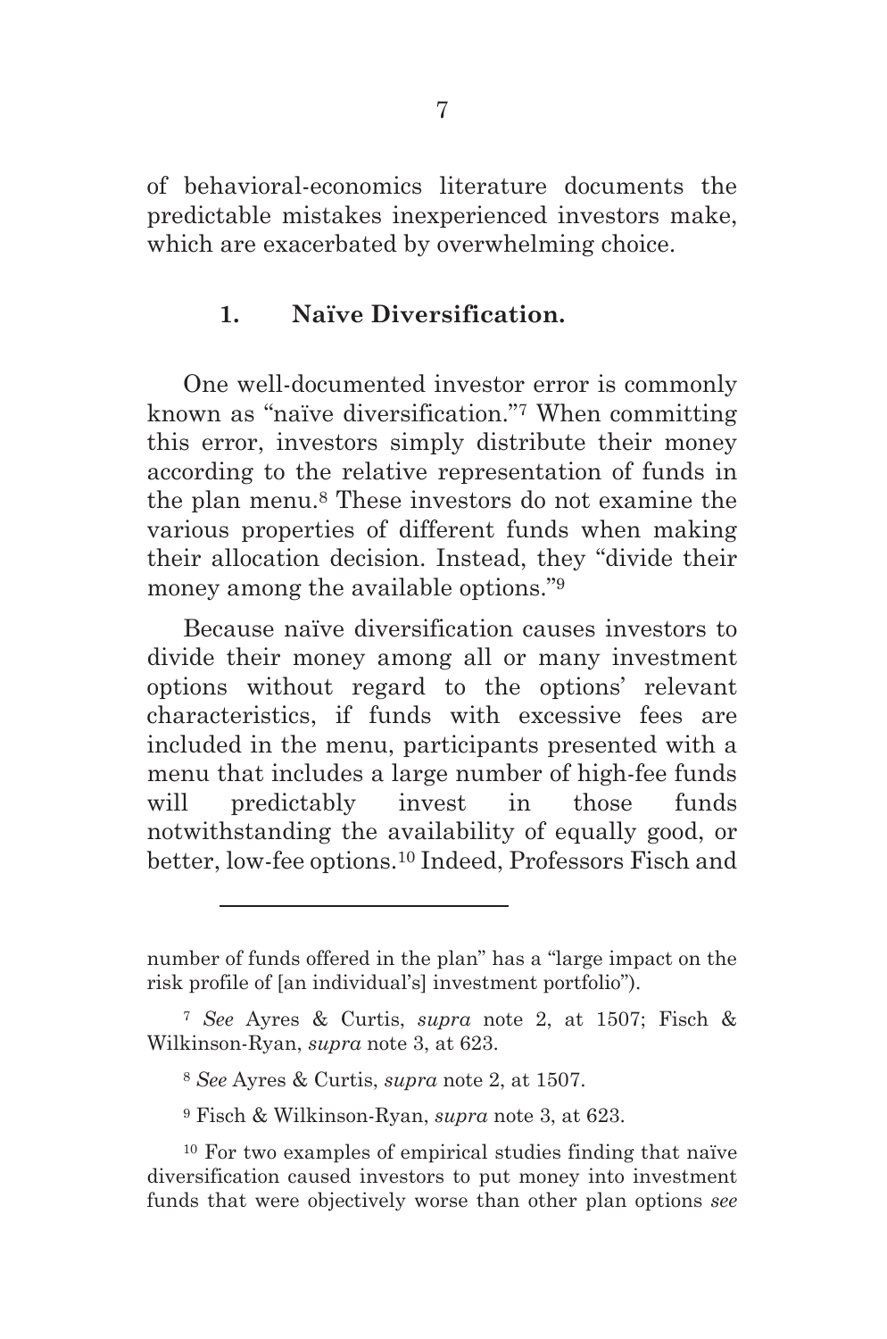of behavioral-economics literature documents the predictable mistakes inexperienced investors make, which are exacerbated by overwhelming choice.

### 1. Naïve Diversification.

One well-documented investor error is commonly known as "naïve diversification."[7] When committing this error, investors simply distribute their money according to the relative representation of funds in the plan menu.[8] These investors do not examine the various properties of different funds when making their allocation decision. Instead, they "divide their money among the available options."[9]

Because naïve diversification causes investors to divide their money among all or many investment options without regard to the options' relevant characteristics, if funds with excessive fees are included in the menu, participants presented with a menu that includes a large number of high-fee funds will predictably invest in those funds notwithstanding the availability of equally good, or better, low-fee options.[10] Indeed, Professors Fisch and

---

number of funds offered in the plan" has a "large impact on the risk profile of [an individual's] investment portfolio").

[7] *See* Ayres & Curtis, *supra* note 2, at 1507; Fisch & Wilkinson-Ryan, *supra* note 3, at 623.

[8] *See* Ayres & Curtis, *supra* note 2, at 1507.

[9] Fisch & Wilkinson-Ryan, *supra* note 3, at 623.

[10] For two examples of empirical studies finding that naïve diversification caused investors to put money into investment funds that were objectively worse than other plan options *see*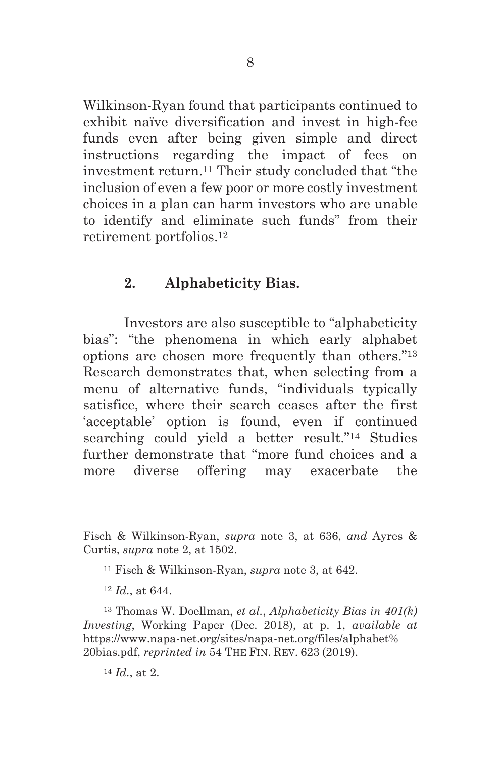Wilkinson-Ryan found that participants continued to exhibit naïve diversification and invest in high-fee funds even after being given simple and direct instructions regarding the impact of fees on investment return.[11] Their study concluded that "the inclusion of even a few poor or more costly investment choices in a plan can harm investors who are unable to identify and eliminate such funds" from their retirement portfolios.[12]

### 2. Alphabeticity Bias.

Investors are also susceptible to "alphabeticity bias": "the phenomena in which early alphabet options are chosen more frequently than others."[13] Research demonstrates that, when selecting from a menu of alternative funds, "individuals typically satisfice, where their search ceases after the first 'acceptable' option is found, even if continued searching could yield a better result."[14] Studies further demonstrate that "more fund choices and a more diverse offering may exacerbate the

---

Fisch & Wilkinson-Ryan, *supra* note 3, at 636, *and* Ayres & Curtis, *supra* note 2, at 1502.

[11] Fisch & Wilkinson-Ryan, *supra* note 3, at 642.

[12] *Id.*, at 644.

[13] Thomas W. Doellman, *et al.*, *Alphabeticity Bias in 401(k) Investing*, Working Paper (Dec. 2018), at p. 1, *available at* https://www.napa-net.org/sites/napa-net.org/files/alphabet%20bias.pdf, *reprinted in* 54 THE FIN. REV. 623 (2019).

[14] *Id.*, at 2.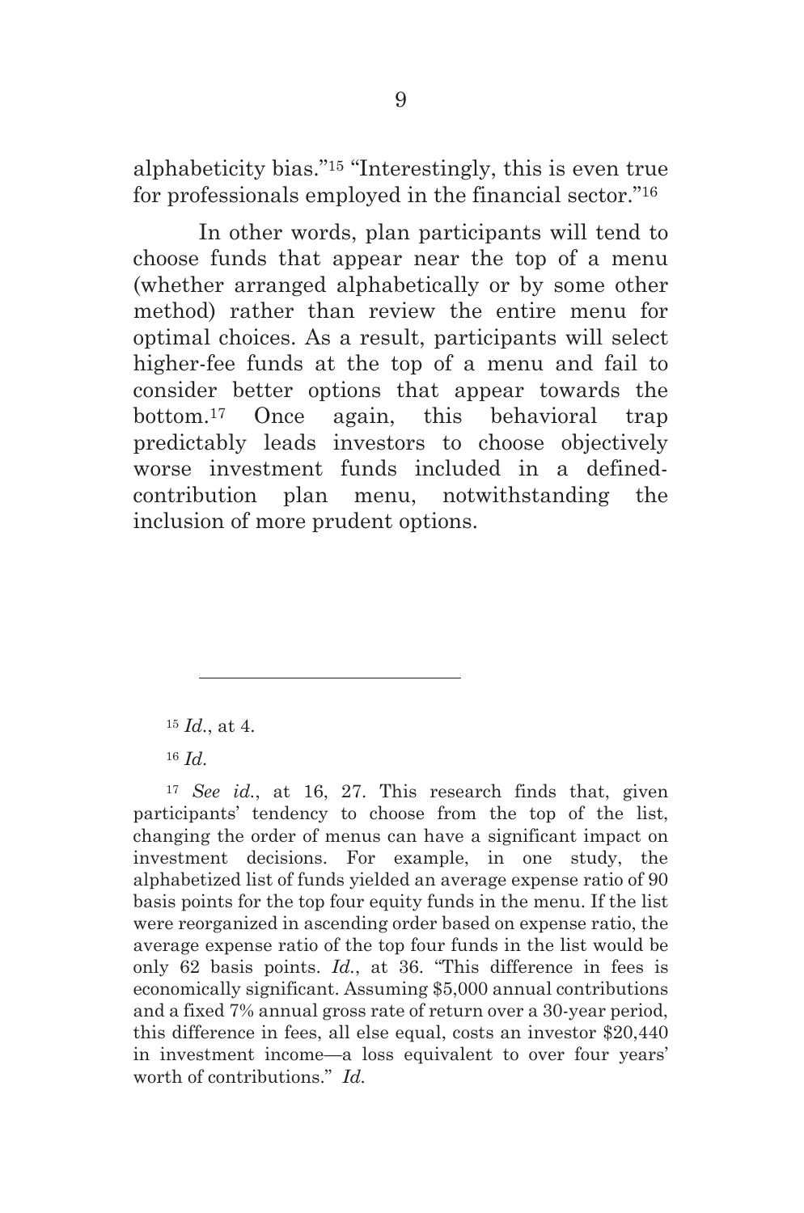alphabeticity bias."[15] "Interestingly, this is even true for professionals employed in the financial sector."[16]

In other words, plan participants will tend to choose funds that appear near the top of a menu (whether arranged alphabetically or by some other method) rather than review the entire menu for optimal choices. As a result, participants will select higher-fee funds at the top of a menu and fail to consider better options that appear towards the bottom.[17] Once again, this behavioral trap predictably leads investors to choose objectively worse investment funds included in a defined-contribution plan menu, notwithstanding the inclusion of more prudent options.

---

[15] *Id.*, at 4.

[16] *Id.*

[17] *See id.*, at 16, 27. This research finds that, given participants' tendency to choose from the top of the list, changing the order of menus can have a significant impact on investment decisions. For example, in one study, the alphabetized list of funds yielded an average expense ratio of 90 basis points for the top four equity funds in the menu. If the list were reorganized in ascending order based on expense ratio, the average expense ratio of the top four funds in the list would be only 62 basis points. *Id.*, at 36. "This difference in fees is economically significant. Assuming $5,000 annual contributions and a fixed 7% annual gross rate of return over a 30-year period, this difference in fees, all else equal, costs an investor $20,440 in investment income—a loss equivalent to over four years' worth of contributions." *Id.*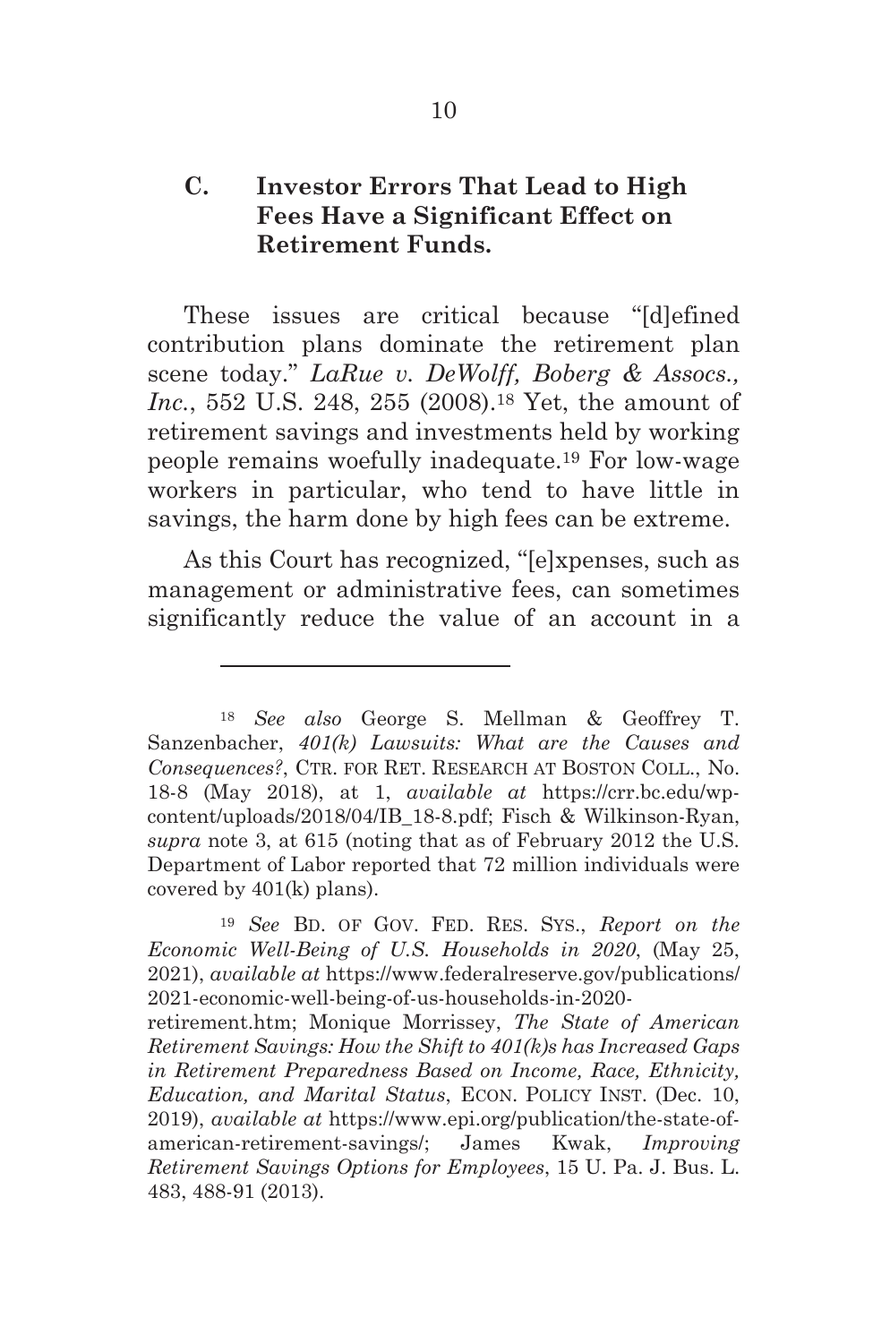### C. Investor Errors That Lead to High Fees Have a Significant Effect on Retirement Funds.

These issues are critical because "[d]efined contribution plans dominate the retirement plan scene today." *LaRue v. DeWolff, Boberg & Assocs., Inc.*, 552 U.S. 248, 255 (2008).[18] Yet, the amount of retirement savings and investments held by working people remains woefully inadequate.[19] For low-wage workers in particular, who tend to have little in savings, the harm done by high fees can be extreme.

As this Court has recognized, "[e]xpenses, such as management or administrative fees, can sometimes significantly reduce the value of an account in a

---

[18] *See also* George S. Mellman & Geoffrey T. Sanzenbacher, *401(k) Lawsuits: What are the Causes and Consequences?*, CTR. FOR RET. RESEARCH AT BOSTON COLL., No. 18-8 (May 2018), at 1, *available at* https://crr.bc.edu/wp-content/uploads/2018/04/IB_18-8.pdf; Fisch & Wilkinson-Ryan, *supra* note 3, at 615 (noting that as of February 2012 the U.S. Department of Labor reported that 72 million individuals were covered by 401(k) plans).

[19] *See* BD. OF GOV. FED. RES. SYS., *Report on the Economic Well-Being of U.S. Households in 2020*, (May 25, 2021), *available at* https://www.federalreserve.gov/publications/2021-economic-well-being-of-us-households-in-2020-retirement.htm; Monique Morrissey, *The State of American Retirement Savings: How the Shift to 401(k)s has Increased Gaps in Retirement Preparedness Based on Income, Race, Ethnicity, Education, and Marital Status*, ECON. POLICY INST. (Dec. 10, 2019), *available at* https://www.epi.org/publication/the-state-of-american-retirement-savings/; James Kwak, *Improving Retirement Savings Options for Employees*, 15 U. Pa. J. Bus. L. 483, 488-91 (2013).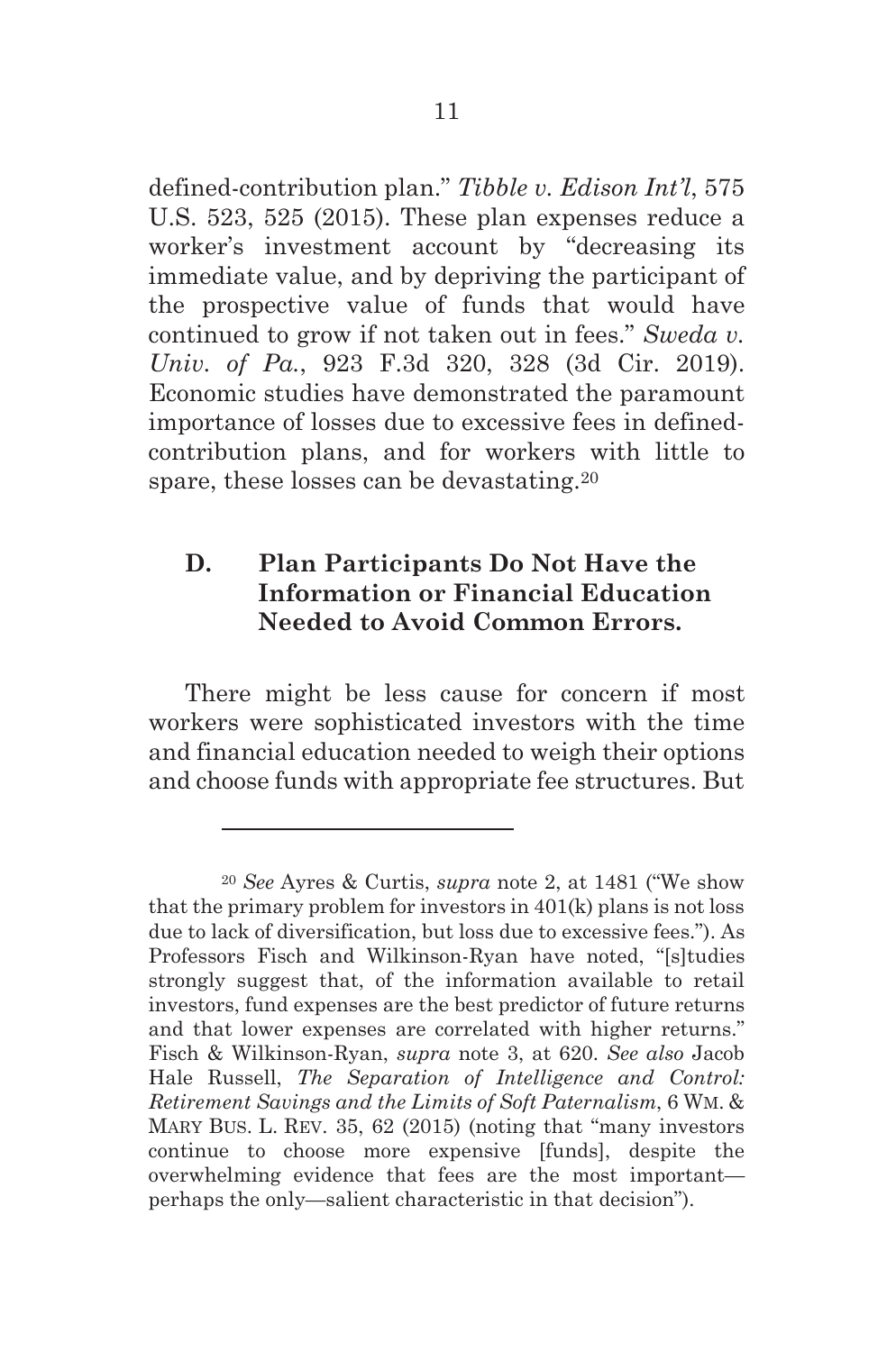defined-contribution plan." *Tibble v. Edison Int'l*, 575 U.S. 523, 525 (2015). These plan expenses reduce a worker's investment account by "decreasing its immediate value, and by depriving the participant of the prospective value of funds that would have continued to grow if not taken out in fees." *Sweda v. Univ. of Pa.*, 923 F.3d 320, 328 (3d Cir. 2019). Economic studies have demonstrated the paramount importance of losses due to excessive fees in defined-contribution plans, and for workers with little to spare, these losses can be devastating.[20]

### D. Plan Participants Do Not Have the Information or Financial Education Needed to Avoid Common Errors.

There might be less cause for concern if most workers were sophisticated investors with the time and financial education needed to weigh their options and choose funds with appropriate fee structures. But

---

[20] *See* Ayres & Curtis, *supra* note 2, at 1481 ("We show that the primary problem for investors in 401(k) plans is not loss due to lack of diversification, but loss due to excessive fees."). As Professors Fisch and Wilkinson-Ryan have noted, "[s]tudies strongly suggest that, of the information available to retail investors, fund expenses are the best predictor of future returns and that lower expenses are correlated with higher returns." Fisch & Wilkinson-Ryan, *supra* note 3, at 620. *See also* Jacob Hale Russell, *The Separation of Intelligence and Control: Retirement Savings and the Limits of Soft Paternalism*, 6 WM. & MARY BUS. L. REV. 35, 62 (2015) (noting that "many investors continue to choose more expensive [funds], despite the overwhelming evidence that fees are the most important—perhaps the only—salient characteristic in that decision").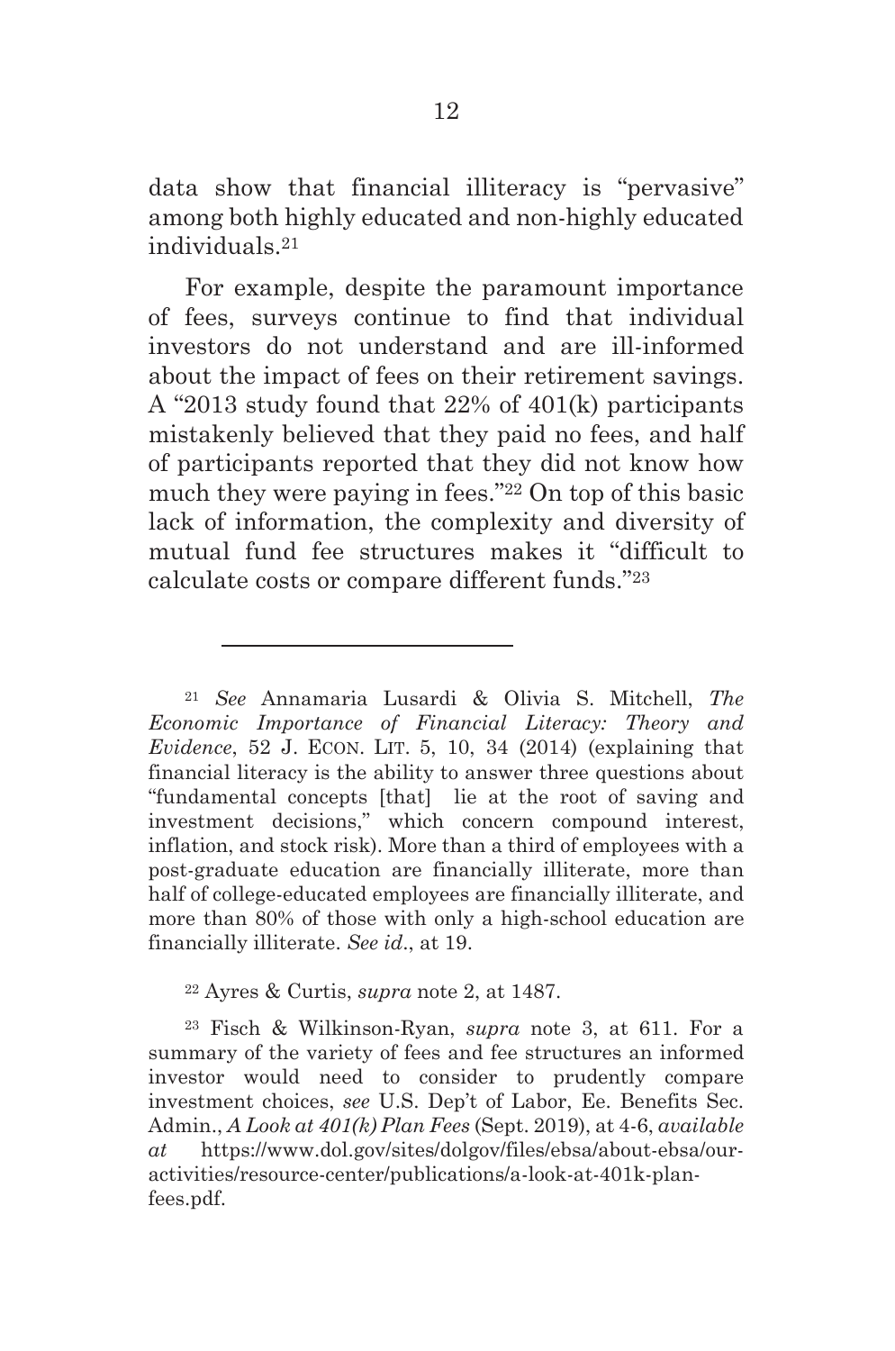data show that financial illiteracy is "pervasive" among both highly educated and non-highly educated individuals.[21]

For example, despite the paramount importance of fees, surveys continue to find that individual investors do not understand and are ill-informed about the impact of fees on their retirement savings. A "2013 study found that 22% of 401(k) participants mistakenly believed that they paid no fees, and half of participants reported that they did not know how much they were paying in fees."[22] On top of this basic lack of information, the complexity and diversity of mutual fund fee structures makes it "difficult to calculate costs or compare different funds."[23]

---

[21] *See* Annamaria Lusardi & Olivia S. Mitchell, *The Economic Importance of Financial Literacy: Theory and Evidence*, 52 J. ECON. LIT. 5, 10, 34 (2014) (explaining that financial literacy is the ability to answer three questions about "fundamental concepts [that] lie at the root of saving and investment decisions," which concern compound interest, inflation, and stock risk). More than a third of employees with a post-graduate education are financially illiterate, more than half of college-educated employees are financially illiterate, and more than 80% of those with only a high-school education are financially illiterate. *See id*., at 19.

[22] Ayres & Curtis, *supra* note 2, at 1487.

[23] Fisch & Wilkinson-Ryan, *supra* note 3, at 611. For a summary of the variety of fees and fee structures an informed investor would need to consider to prudently compare investment choices, *see* U.S. Dep't of Labor, Ee. Benefits Sec. Admin., *A Look at 401(k) Plan Fees* (Sept. 2019), at 4-6, *available at* https://www.dol.gov/sites/dolgov/files/ebsa/about-ebsa/our-activities/resource-center/publications/a-look-at-401k-plan-fees.pdf.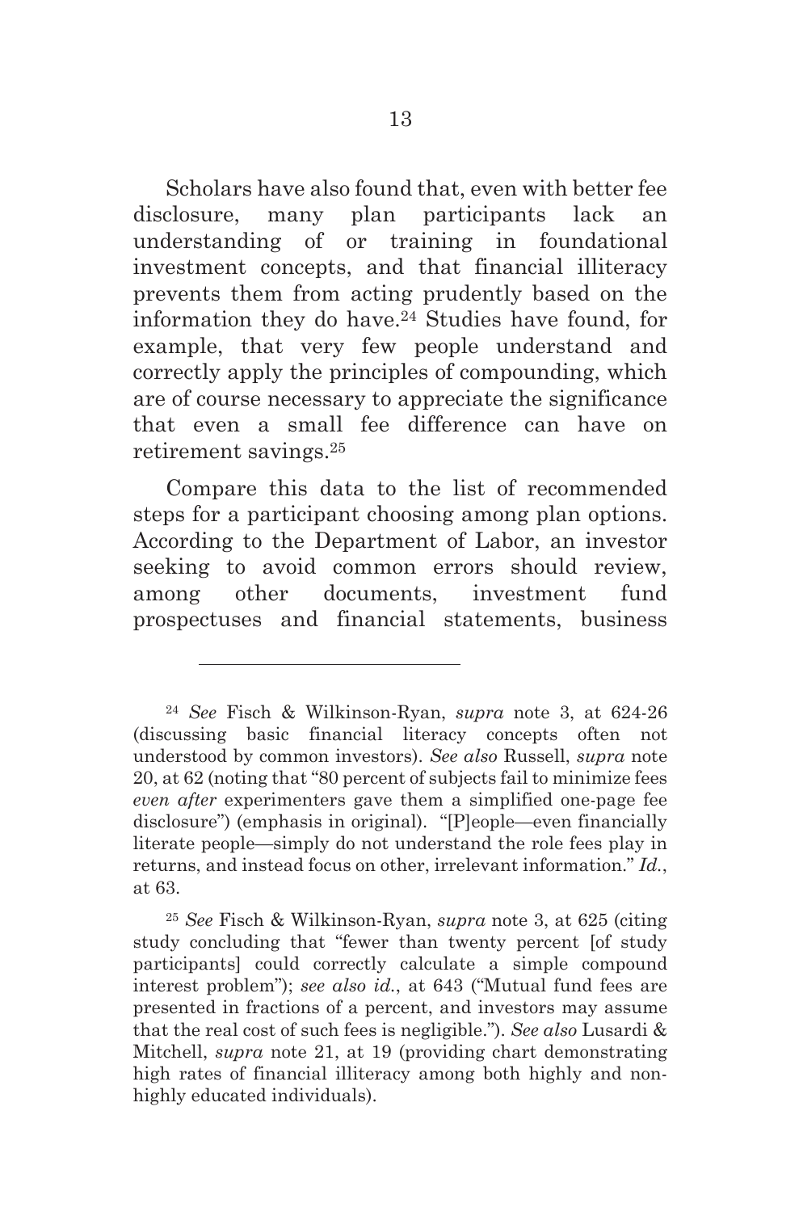Scholars have also found that, even with better fee disclosure, many plan participants lack an understanding of or training in foundational investment concepts, and that financial illiteracy prevents them from acting prudently based on the information they do have.[24] Studies have found, for example, that very few people understand and correctly apply the principles of compounding, which are of course necessary to appreciate the significance that even a small fee difference can have on retirement savings.[25]

Compare this data to the list of recommended steps for a participant choosing among plan options. According to the Department of Labor, an investor seeking to avoid common errors should review, among other documents, investment fund prospectuses and financial statements, business

---

[24] *See* Fisch & Wilkinson-Ryan, *supra* note 3, at 624-26 (discussing basic financial literacy concepts often not understood by common investors). *See also* Russell, *supra* note 20, at 62 (noting that "80 percent of subjects fail to minimize fees *even after* experimenters gave them a simplified one-page fee disclosure") (emphasis in original). "[P]eople—even financially literate people—simply do not understand the role fees play in returns, and instead focus on other, irrelevant information." *Id.*, at 63.

[25] *See* Fisch & Wilkinson-Ryan, *supra* note 3, at 625 (citing study concluding that "fewer than twenty percent [of study participants] could correctly calculate a simple compound interest problem"); *see also id.*, at 643 ("Mutual fund fees are presented in fractions of a percent, and investors may assume that the real cost of such fees is negligible."). *See also* Lusardi & Mitchell, *supra* note 21, at 19 (providing chart demonstrating high rates of financial illiteracy among both highly and non-highly educated individuals).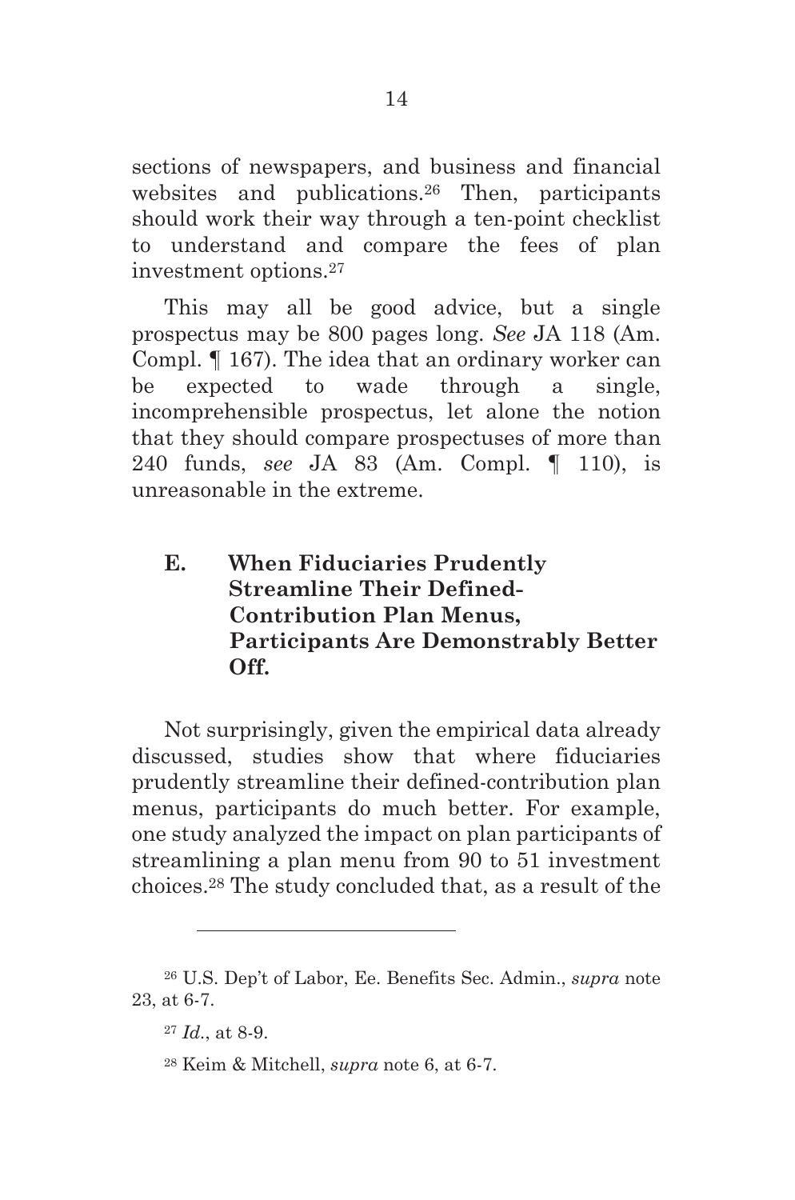sections of newspapers, and business and financial websites and publications.[26] Then, participants should work their way through a ten-point checklist to understand and compare the fees of plan investment options.[27]

This may all be good advice, but a single prospectus may be 800 pages long. *See* JA 118 (Am. Compl. ¶ 167). The idea that an ordinary worker can be expected to wade through a single, incomprehensible prospectus, let alone the notion that they should compare prospectuses of more than 240 funds, *see* JA 83 (Am. Compl. ¶ 110), is unreasonable in the extreme.

### E. When Fiduciaries Prudently Streamline Their Defined-Contribution Plan Menus, Participants Are Demonstrably Better Off.

Not surprisingly, given the empirical data already discussed, studies show that where fiduciaries prudently streamline their defined-contribution plan menus, participants do much better. For example, one study analyzed the impact on plan participants of streamlining a plan menu from 90 to 51 investment choices.[28] The study concluded that, as a result of the

---

[26] U.S. Dep't of Labor, Ee. Benefits Sec. Admin., *supra* note 23, at 6-7.

[27] *Id.*, at 8-9.

[28] Keim & Mitchell, *supra* note 6, at 6-7.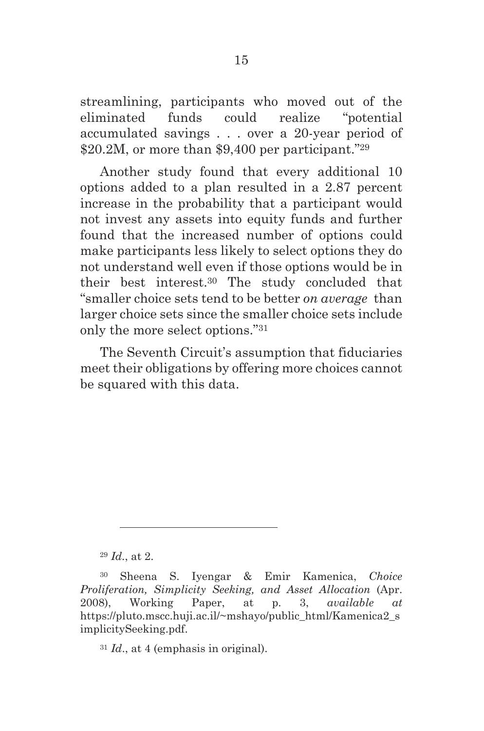streamlining, participants who moved out of the eliminated funds could realize "potential accumulated savings . . . over a 20-year period of $20.2M, or more than $9,400 per participant."[29]

Another study found that every additional 10 options added to a plan resulted in a 2.87 percent increase in the probability that a participant would not invest any assets into equity funds and further found that the increased number of options could make participants less likely to select options they do not understand well even if those options would be in their best interest.[30] The study concluded that "smaller choice sets tend to be better *on average* than larger choice sets since the smaller choice sets include only the more select options."[31]

The Seventh Circuit's assumption that fiduciaries meet their obligations by offering more choices cannot be squared with this data.

---

[29] *Id*., at 2.

[30] Sheena S. Iyengar & Emir Kamenica, *Choice Proliferation, Simplicity Seeking, and Asset Allocation* (Apr. 2008), Working Paper, at p. 3, *available at* https://pluto.mscc.huji.ac.il/~mshayo/public_html/Kamenica2_simplicitySeeking.pdf.

[31] *Id*., at 4 (emphasis in original).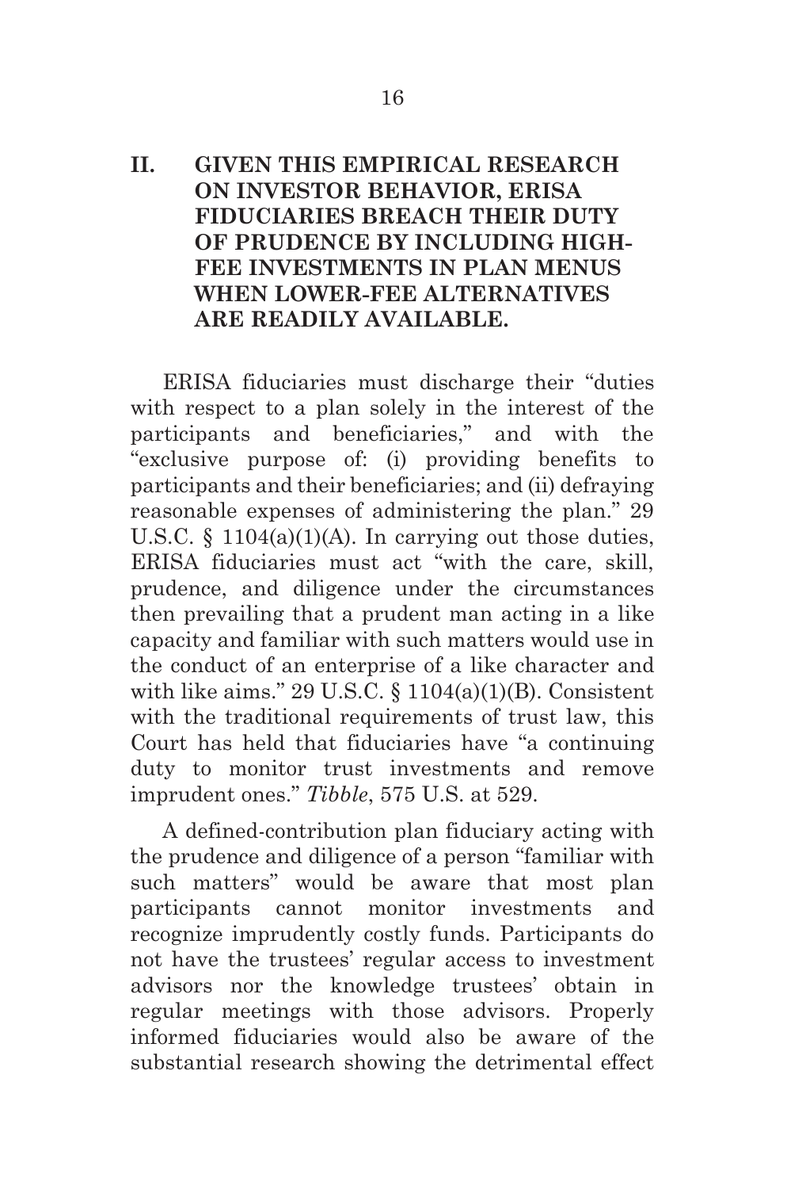## II. GIVEN THIS EMPIRICAL RESEARCH ON INVESTOR BEHAVIOR, ERISA FIDUCIARIES BREACH THEIR DUTY OF PRUDENCE BY INCLUDING HIGH-FEE INVESTMENTS IN PLAN MENUS WHEN LOWER-FEE ALTERNATIVES ARE READILY AVAILABLE.

ERISA fiduciaries must discharge their "duties with respect to a plan solely in the interest of the participants and beneficiaries," and with the "exclusive purpose of: (i) providing benefits to participants and their beneficiaries; and (ii) defraying reasonable expenses of administering the plan." 29 U.S.C. § 1104(a)(1)(A). In carrying out those duties, ERISA fiduciaries must act "with the care, skill, prudence, and diligence under the circumstances then prevailing that a prudent man acting in a like capacity and familiar with such matters would use in the conduct of an enterprise of a like character and with like aims." 29 U.S.C. § 1104(a)(1)(B). Consistent with the traditional requirements of trust law, this Court has held that fiduciaries have "a continuing duty to monitor trust investments and remove imprudent ones." *Tibble*, 575 U.S. at 529.

A defined-contribution plan fiduciary acting with the prudence and diligence of a person "familiar with such matters" would be aware that most plan participants cannot monitor investments and recognize imprudently costly funds. Participants do not have the trustees' regular access to investment advisors nor the knowledge trustees' obtain in regular meetings with those advisors. Properly informed fiduciaries would also be aware of the substantial research showing the detrimental effect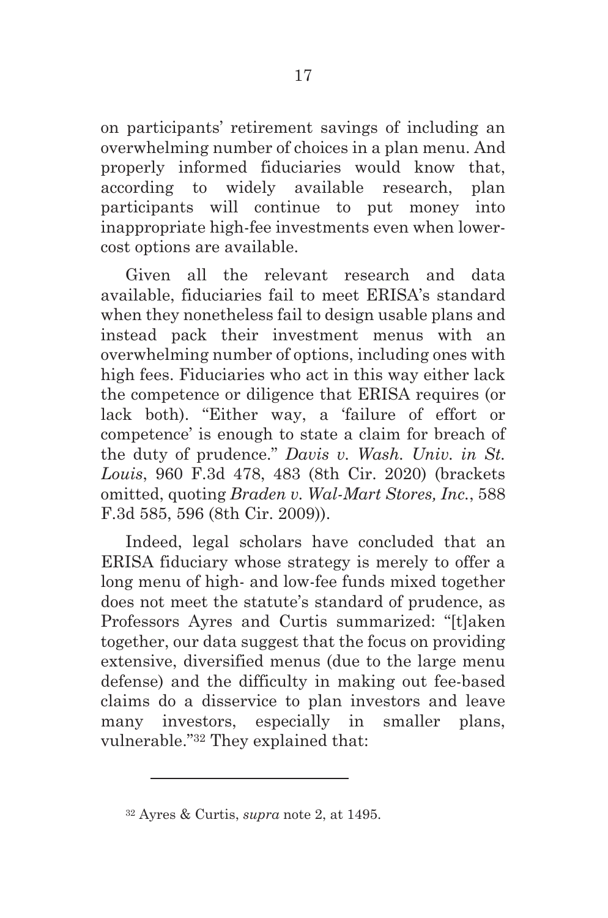on participants' retirement savings of including an overwhelming number of choices in a plan menu. And properly informed fiduciaries would know that, according to widely available research, plan participants will continue to put money into inappropriate high-fee investments even when lower-cost options are available.

Given all the relevant research and data available, fiduciaries fail to meet ERISA's standard when they nonetheless fail to design usable plans and instead pack their investment menus with an overwhelming number of options, including ones with high fees. Fiduciaries who act in this way either lack the competence or diligence that ERISA requires (or lack both). "Either way, a 'failure of effort or competence' is enough to state a claim for breach of the duty of prudence." *Davis v. Wash. Univ. in St. Louis*, 960 F.3d 478, 483 (8th Cir. 2020) (brackets omitted, quoting *Braden v. Wal-Mart Stores, Inc.*, 588 F.3d 585, 596 (8th Cir. 2009)).

Indeed, legal scholars have concluded that an ERISA fiduciary whose strategy is merely to offer a long menu of high- and low-fee funds mixed together does not meet the statute's standard of prudence, as Professors Ayres and Curtis summarized: "[t]aken together, our data suggest that the focus on providing extensive, diversified menus (due to the large menu defense) and the difficulty in making out fee-based claims do a disservice to plan investors and leave many investors, especially in smaller plans, vulnerable."[32] They explained that:

---

[32] Ayres & Curtis, *supra* note 2, at 1495.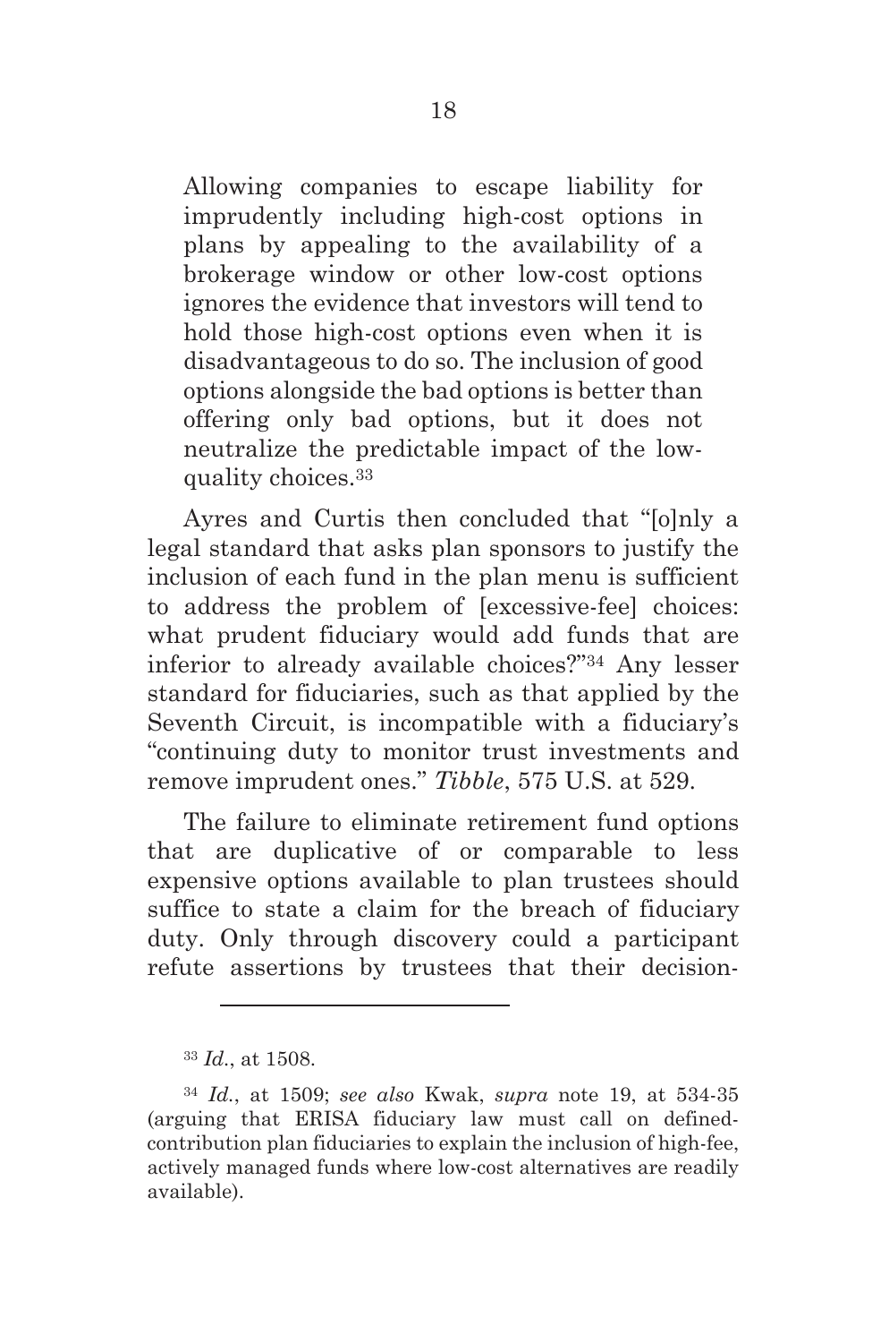> Allowing companies to escape liability for imprudently including high-cost options in plans by appealing to the availability of a brokerage window or other low-cost options ignores the evidence that investors will tend to hold those high-cost options even when it is disadvantageous to do so. The inclusion of good options alongside the bad options is better than offering only bad options, but it does not neutralize the predictable impact of the low-quality choices.[33]

Ayres and Curtis then concluded that "[o]nly a legal standard that asks plan sponsors to justify the inclusion of each fund in the plan menu is sufficient to address the problem of [excessive-fee] choices: what prudent fiduciary would add funds that are inferior to already available choices?"[34] Any lesser standard for fiduciaries, such as that applied by the Seventh Circuit, is incompatible with a fiduciary's "continuing duty to monitor trust investments and remove imprudent ones." *Tibble*, 575 U.S. at 529.

The failure to eliminate retirement fund options that are duplicative of or comparable to less expensive options available to plan trustees should suffice to state a claim for the breach of fiduciary duty. Only through discovery could a participant refute assertions by trustees that their decision-

---

[33] *Id.*, at 1508.

[34] *Id.*, at 1509; *see also* Kwak, *supra* note 19, at 534-35 (arguing that ERISA fiduciary law must call on defined-contribution plan fiduciaries to explain the inclusion of high-fee, actively managed funds where low-cost alternatives are readily available).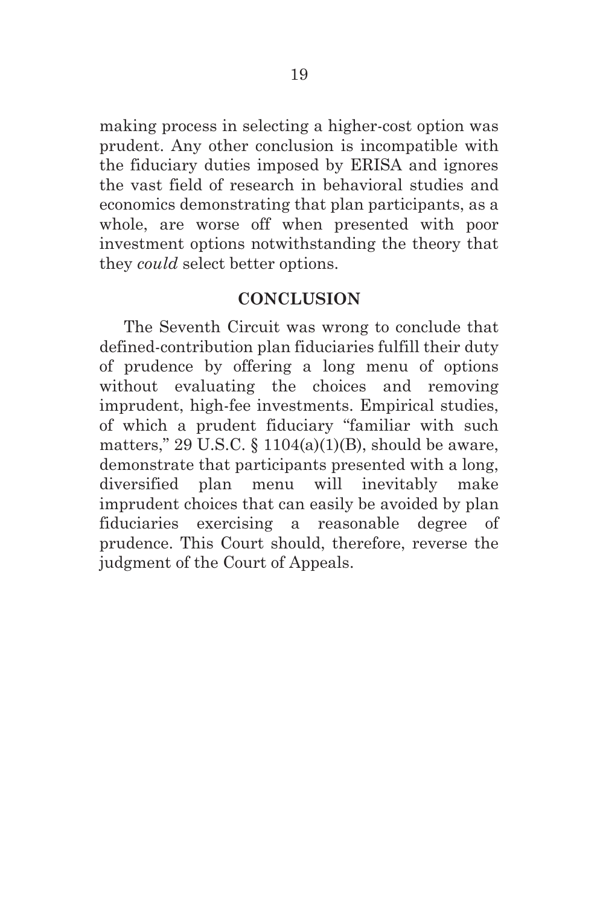making process in selecting a higher-cost option was prudent. Any other conclusion is incompatible with the fiduciary duties imposed by ERISA and ignores the vast field of research in behavioral studies and economics demonstrating that plan participants, as a whole, are worse off when presented with poor investment options notwithstanding the theory that they *could* select better options.

## CONCLUSION

The Seventh Circuit was wrong to conclude that defined-contribution plan fiduciaries fulfill their duty of prudence by offering a long menu of options without evaluating the choices and removing imprudent, high-fee investments. Empirical studies, of which a prudent fiduciary "familiar with such matters," 29 U.S.C. § 1104(a)(1)(B), should be aware, demonstrate that participants presented with a long, diversified plan menu will inevitably make imprudent choices that can easily be avoided by plan fiduciaries exercising a reasonable degree of prudence. This Court should, therefore, reverse the judgment of the Court of Appeals.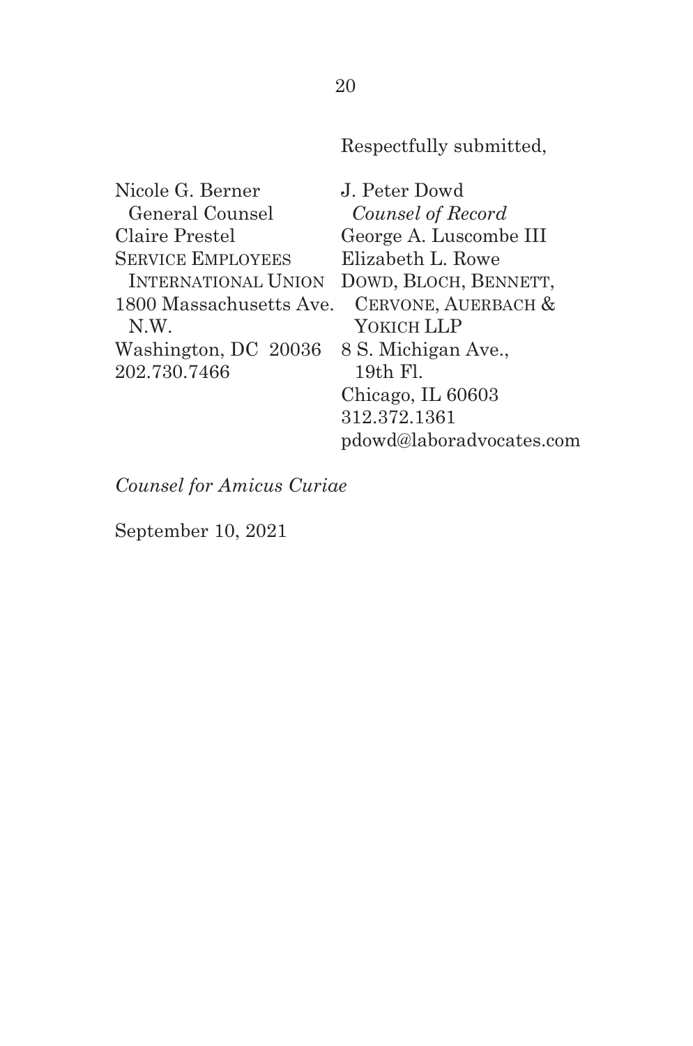Respectfully submitted,

Nicole G. Berner
General Counsel
Claire Prestel
SERVICE EMPLOYEES INTERNATIONAL UNION
1800 Massachusetts Ave. N.W.
Washington, DC 20036
202.730.7466

J. Peter Dowd
*Counsel of Record*
George A. Luscombe III
Elizabeth L. Rowe
DOWD, BLOCH, BENNETT, CERVONE, AUERBACH & YOKICH LLP
8 S. Michigan Ave., 19th Fl.
Chicago, IL 60603
312.372.1361
pdowd@laboradvocates.com

*Counsel for Amicus Curiae*

September 10, 2021